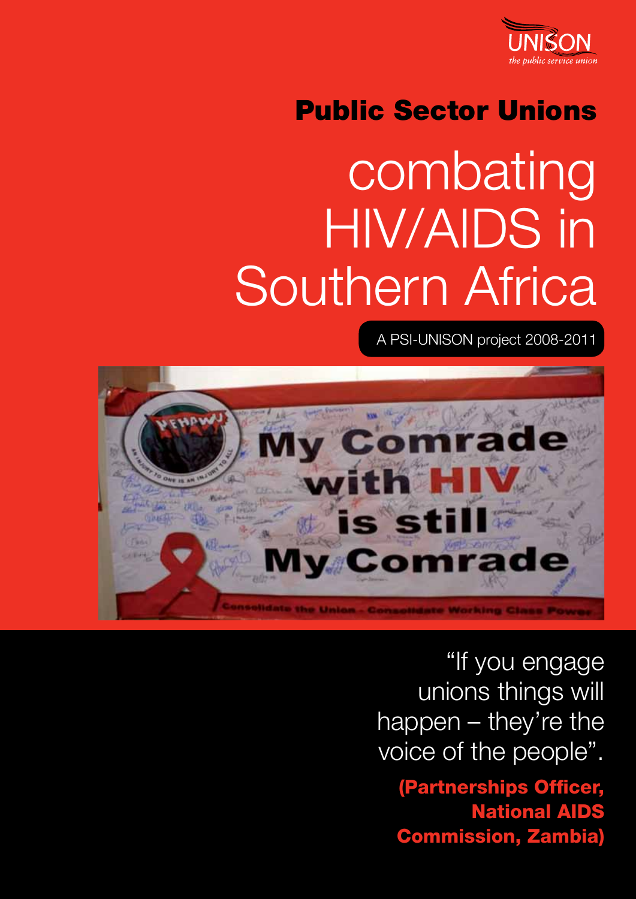UNISON
*the public service union*

**Public Sector Unions**

# combating HIV/AIDS in Southern Africa

A PSI-UNISON project 2008-2011

"If you engage unions things will happen – they're the voice of the people".

**(Partnerships Officer, National AIDS Commission, Zambia)**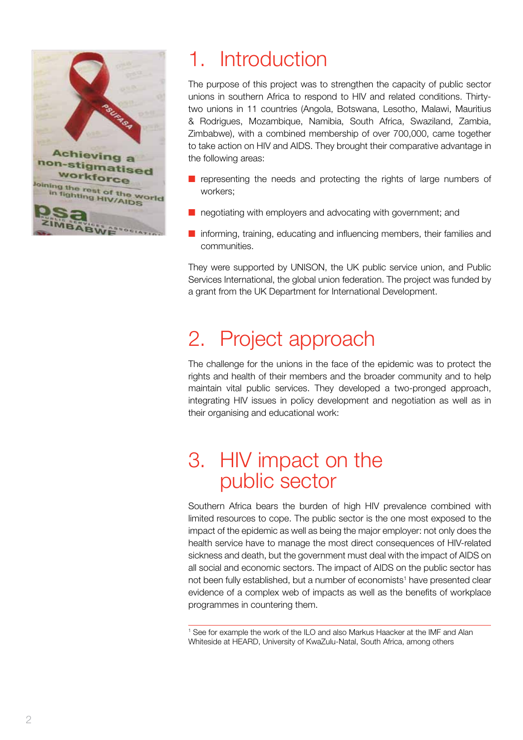# 1. Introduction

The purpose of this project was to strengthen the capacity of public sector unions in southern Africa to respond to HIV and related conditions. Thirty-two unions in 11 countries (Angola, Botswana, Lesotho, Malawi, Mauritius & Rodrigues, Mozambique, Namibia, South Africa, Swaziland, Zambia, Zimbabwe), with a combined membership of over 700,000, came together to take action on HIV and AIDS. They brought their comparative advantage in the following areas:

- representing the needs and protecting the rights of large numbers of workers;
- negotiating with employers and advocating with government; and
- informing, training, educating and influencing members, their families and communities.

They were supported by UNISON, the UK public service union, and Public Services International, the global union federation. The project was funded by a grant from the UK Department for International Development.

# 2. Project approach

The challenge for the unions in the face of the epidemic was to protect the rights and health of their members and the broader community and to help maintain vital public services. They developed a two-pronged approach, integrating HIV issues in policy development and negotiation as well as in their organising and educational work:

# 3. HIV impact on the public sector

Southern Africa bears the burden of high HIV prevalence combined with limited resources to cope. The public sector is the one most exposed to the impact of the epidemic as well as being the major employer: not only does the health service have to manage the most direct consequences of HIV-related sickness and death, but the government must deal with the impact of AIDS on all social and economic sectors. The impact of AIDS on the public sector has not been fully established, but a number of economists[1] have presented clear evidence of a complex web of impacts as well as the benefits of workplace programmes in countering them.

[1] See for example the work of the ILO and also Markus Haacker at the IMF and Alan Whiteside at HEARD, University of KwaZulu-Natal, South Africa, among others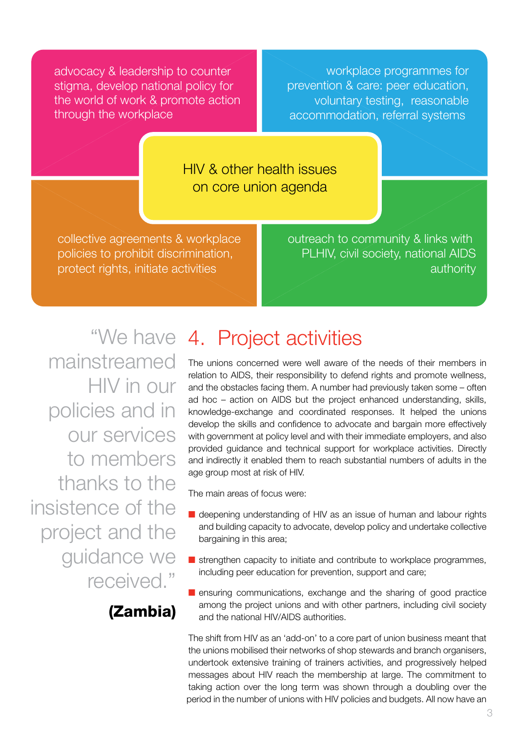advocacy & leadership to counter stigma, develop national policy for the world of work & promote action through the workplace

workplace programmes for prevention & care: peer education, voluntary testing, reasonable accommodation, referral systems

HIV & other health issues on core union agenda

collective agreements & workplace policies to prohibit discrimination, protect rights, initiate activities

outreach to community & links with PLHIV, civil society, national AIDS authority

> "We have mainstreamed HIV in our policies and in our services to members thanks to the insistence of the project and the guidance we received."
>
> **(Zambia)**

# 4. Project activities

The unions concerned were well aware of the needs of their members in relation to AIDS, their responsibility to defend rights and promote wellness, and the obstacles facing them. A number had previously taken some – often ad hoc – action on AIDS but the project enhanced understanding, skills, knowledge-exchange and coordinated responses. It helped the unions develop the skills and confidence to advocate and bargain more effectively with government at policy level and with their immediate employers, and also provided guidance and technical support for workplace activities. Directly and indirectly it enabled them to reach substantial numbers of adults in the age group most at risk of HIV.

The main areas of focus were:

- deepening understanding of HIV as an issue of human and labour rights and building capacity to advocate, develop policy and undertake collective bargaining in this area;
- strengthen capacity to initiate and contribute to workplace programmes, including peer education for prevention, support and care;
- ensuring communications, exchange and the sharing of good practice among the project unions and with other partners, including civil society and the national HIV/AIDS authorities.

The shift from HIV as an 'add-on' to a core part of union business meant that the unions mobilised their networks of shop stewards and branch organisers, undertook extensive training of trainers activities, and progressively helped messages about HIV reach the membership at large. The commitment to taking action over the long term was shown through a doubling over the period in the number of unions with HIV policies and budgets. All now have an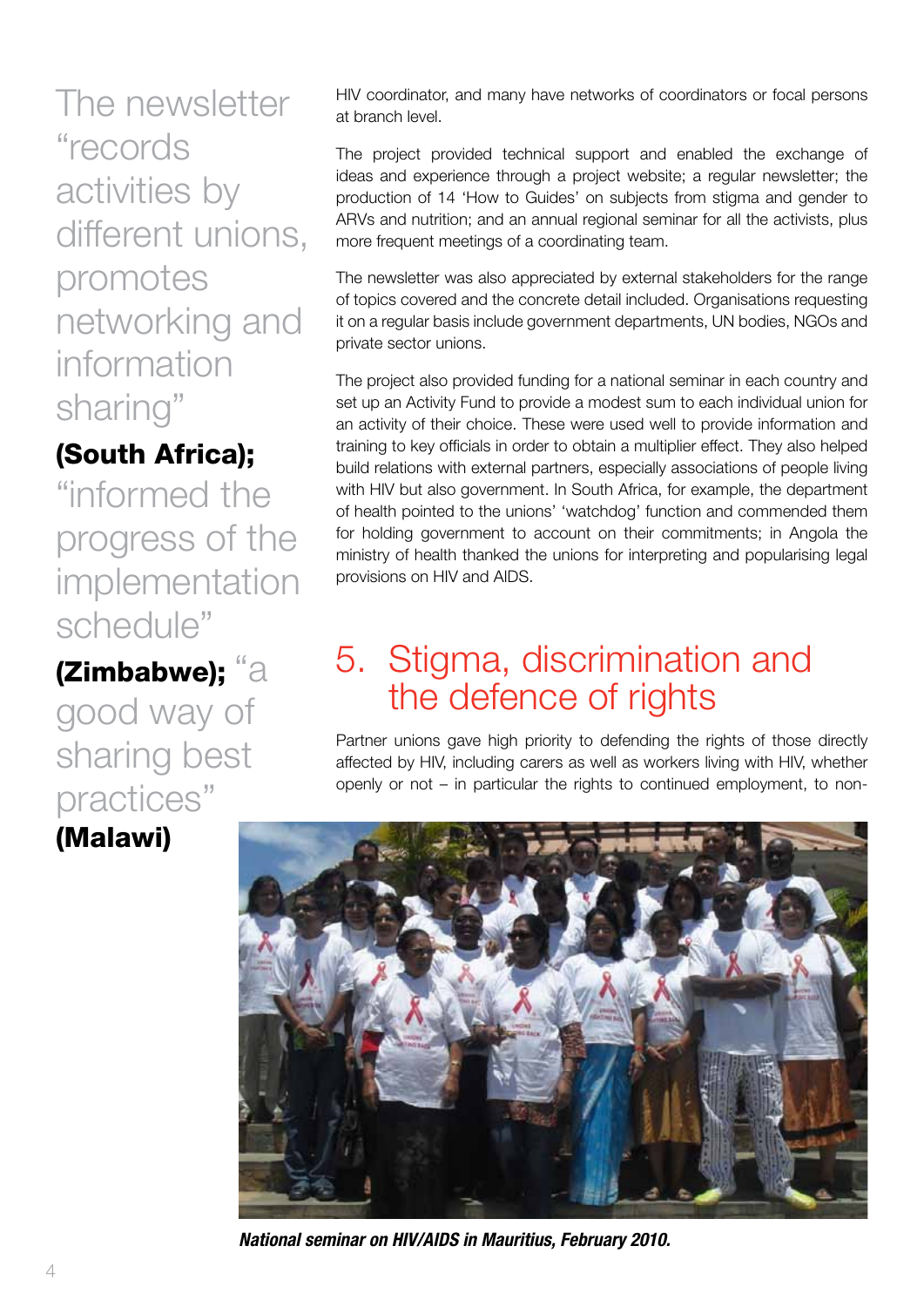> The newsletter "records activities by different unions, promotes networking and information sharing" **(South Africa);** "informed the progress of the implementation schedule" **(Zimbabwe);** "a good way of sharing best practices" **(Malawi)**

HIV coordinator, and many have networks of coordinators or focal persons at branch level.

The project provided technical support and enabled the exchange of ideas and experience through a project website; a regular newsletter; the production of 14 'How to Guides' on subjects from stigma and gender to ARVs and nutrition; and an annual regional seminar for all the activists, plus more frequent meetings of a coordinating team.

The newsletter was also appreciated by external stakeholders for the range of topics covered and the concrete detail included. Organisations requesting it on a regular basis include government departments, UN bodies, NGOs and private sector unions.

The project also provided funding for a national seminar in each country and set up an Activity Fund to provide a modest sum to each individual union for an activity of their choice. These were used well to provide information and training to key officials in order to obtain a multiplier effect. They also helped build relations with external partners, especially associations of people living with HIV but also government. In South Africa, for example, the department of health pointed to the unions' 'watchdog' function and commended them for holding government to account on their commitments; in Angola the ministry of health thanked the unions for interpreting and popularising legal provisions on HIV and AIDS.

## 5. Stigma, discrimination and the defence of rights

Partner unions gave high priority to defending the rights of those directly affected by HIV, including carers as well as workers living with HIV, whether openly or not – in particular the rights to continued employment, to non-

***National seminar on HIV/AIDS in Mauritius, February 2010.***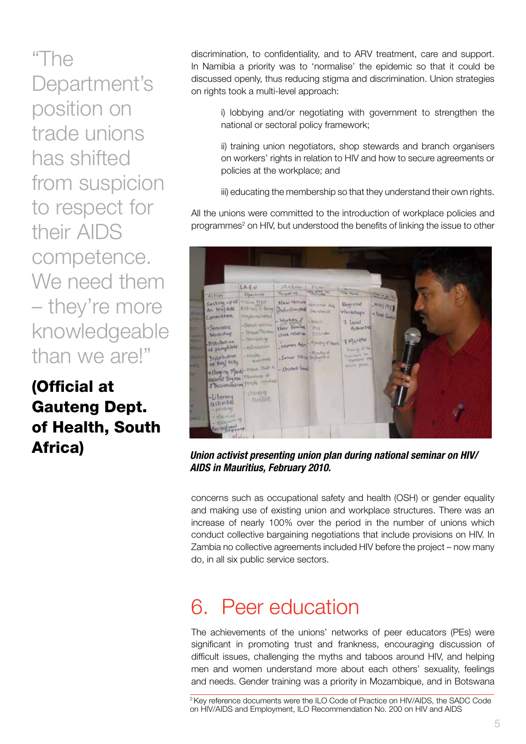> "The Department's position on trade unions has shifted from suspicion to respect for their AIDS competence. We need them – they're more knowledgeable than we are!"
>
> **(Official at Gauteng Dept. of Health, South Africa)**

discrimination, to confidentiality, and to ARV treatment, care and support. In Namibia a priority was to 'normalise' the epidemic so that it could be discussed openly, thus reducing stigma and discrimination. Union strategies on rights took a multi-level approach:

i) lobbying and/or negotiating with government to strengthen the national or sectoral policy framework;

ii) training union negotiators, shop stewards and branch organisers on workers' rights in relation to HIV and how to secure agreements or policies at the workplace; and

iii) educating the membership so that they understand their own rights.

All the unions were committed to the introduction of workplace policies and programmes[2] on HIV, but understood the benefits of linking the issue to other concerns such as occupational safety and health (OSH) or gender equality and making use of existing union and workplace structures. There was an increase of nearly 100% over the period in the number of unions which conduct collective bargaining negotiations that include provisions on HIV. In Zambia no collective agreements included HIV before the project – now many do, in all six public service sectors.

***Union activist presenting union plan during national seminar on HIV/AIDS in Mauritius, February 2010.***

## 6. Peer education

The achievements of the unions' networks of peer educators (PEs) were significant in promoting trust and frankness, encouraging discussion of difficult issues, challenging the myths and taboos around HIV, and helping men and women understand more about each others' sexuality, feelings and needs. Gender training was a priority in Mozambique, and in Botswana

[2] Key reference documents were the ILO Code of Practice on HIV/AIDS, the SADC Code on HIV/AIDS and Employment, ILO Recommendation No. 200 on HIV and AIDS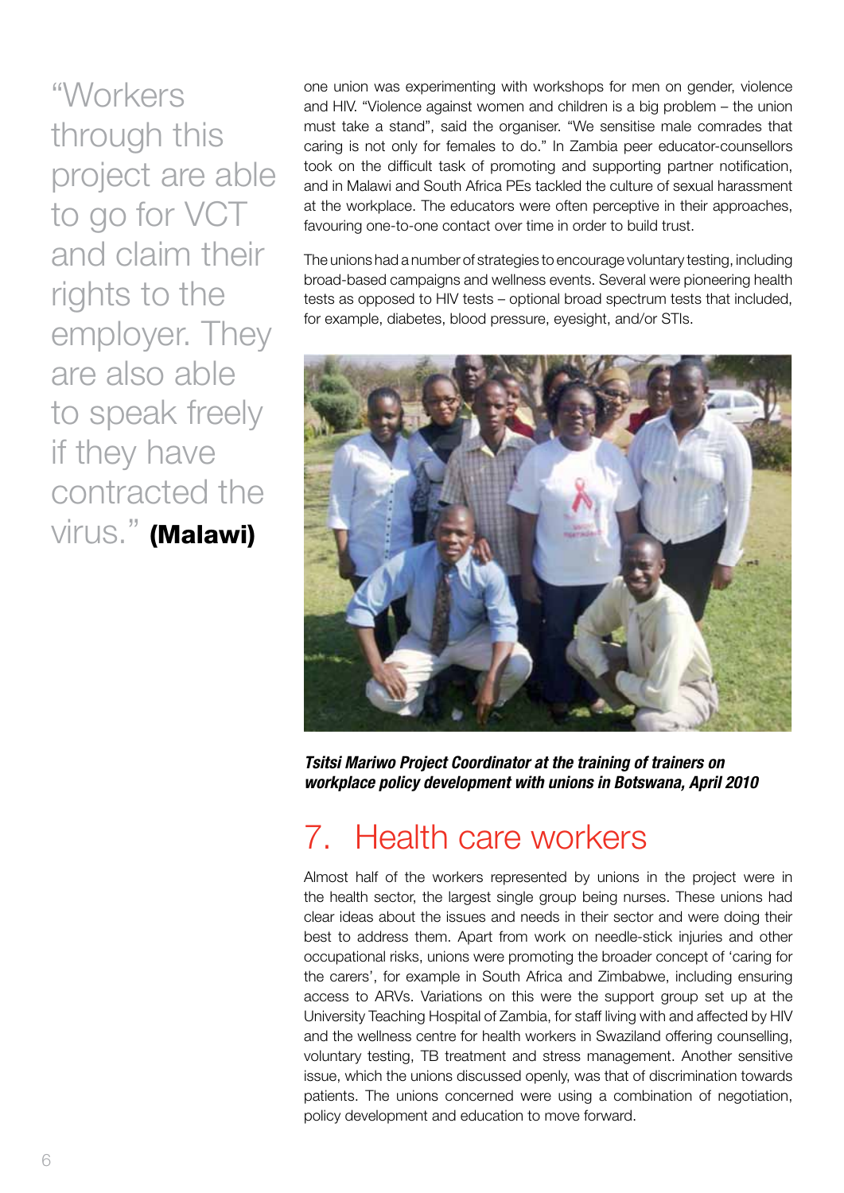"Workers through this project are able to go for VCT and claim their rights to the employer. They are also able to speak freely if they have contracted the virus." **(Malawi)**

one union was experimenting with workshops for men on gender, violence and HIV. "Violence against women and children is a big problem – the union must take a stand", said the organiser. "We sensitise male comrades that caring is not only for females to do." In Zambia peer educator-counsellors took on the difficult task of promoting and supporting partner notification, and in Malawi and South Africa PEs tackled the culture of sexual harassment at the workplace. The educators were often perceptive in their approaches, favouring one-to-one contact over time in order to build trust.

The unions had a number of strategies to encourage voluntary testing, including broad-based campaigns and wellness events. Several were pioneering health tests as opposed to HIV tests – optional broad spectrum tests that included, for example, diabetes, blood pressure, eyesight, and/or STIs.

***Tsitsi Mariwo Project Coordinator at the training of trainers on workplace policy development with unions in Botswana, April 2010***

## 7. Health care workers

Almost half of the workers represented by unions in the project were in the health sector, the largest single group being nurses. These unions had clear ideas about the issues and needs in their sector and were doing their best to address them. Apart from work on needle-stick injuries and other occupational risks, unions were promoting the broader concept of 'caring for the carers', for example in South Africa and Zimbabwe, including ensuring access to ARVs. Variations on this were the support group set up at the University Teaching Hospital of Zambia, for staff living with and affected by HIV and the wellness centre for health workers in Swaziland offering counselling, voluntary testing, TB treatment and stress management. Another sensitive issue, which the unions discussed openly, was that of discrimination towards patients. The unions concerned were using a combination of negotiation, policy development and education to move forward.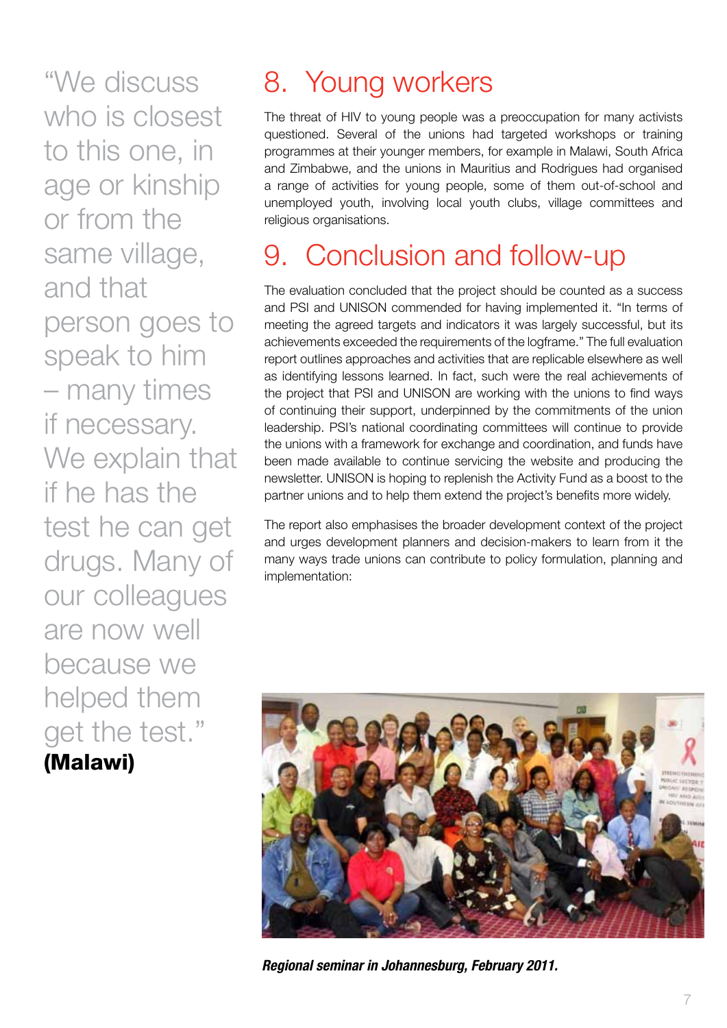“We discuss who is closest to this one, in age or kinship or from the same village, and that person goes to speak to him – many times if necessary. We explain that if he has the test he can get drugs. Many of our colleagues are now well because we helped them get the test.”
**(Malawi)**

## 8. Young workers

The threat of HIV to young people was a preoccupation for many activists questioned. Several of the unions had targeted workshops or training programmes at their younger members, for example in Malawi, South Africa and Zimbabwe, and the unions in Mauritius and Rodrigues had organised a range of activities for young people, some of them out-of-school and unemployed youth, involving local youth clubs, village committees and religious organisations.

## 9. Conclusion and follow-up

The evaluation concluded that the project should be counted as a success and PSI and UNISON commended for having implemented it. “In terms of meeting the agreed targets and indicators it was largely successful, but its achievements exceeded the requirements of the logframe.” The full evaluation report outlines approaches and activities that are replicable elsewhere as well as identifying lessons learned. In fact, such were the real achievements of the project that PSI and UNISON are working with the unions to find ways of continuing their support, underpinned by the commitments of the union leadership. PSI’s national coordinating committees will continue to provide the unions with a framework for exchange and coordination, and funds have been made available to continue servicing the website and producing the newsletter. UNISON is hoping to replenish the Activity Fund as a boost to the partner unions and to help them extend the project’s benefits more widely.

The report also emphasises the broader development context of the project and urges development planners and decision-makers to learn from it the many ways trade unions can contribute to policy formulation, planning and implementation:

***Regional seminar in Johannesburg, February 2011.***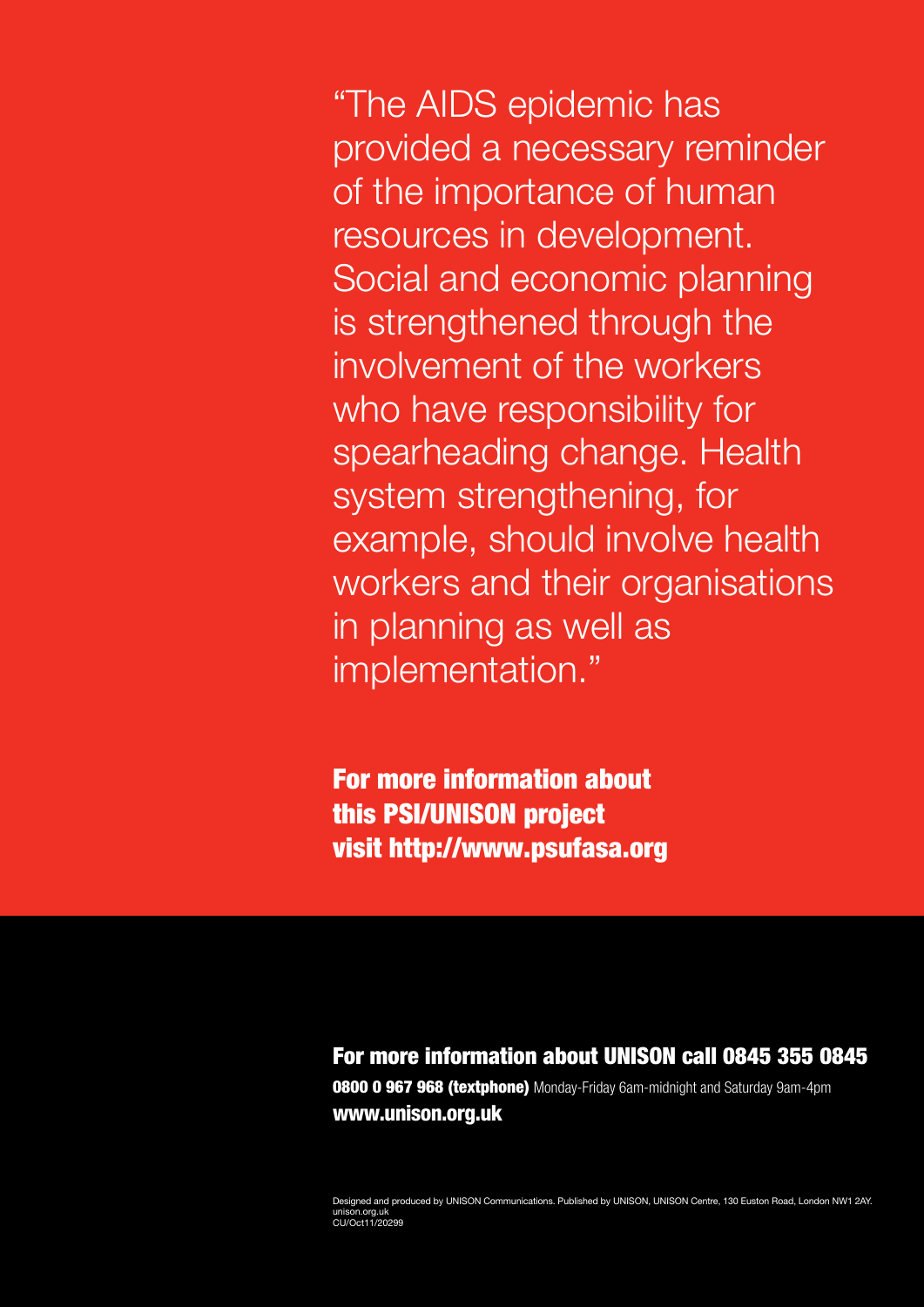"The AIDS epidemic has provided a necessary reminder of the importance of human resources in development. Social and economic planning is strengthened through the involvement of the workers who have responsibility for spearheading change. Health system strengthening, for example, should involve health workers and their organisations in planning as well as implementation."

**For more information about this PSI/UNISON project visit http://www.psufasa.org**

**For more information about UNISON call 0845 355 0845**

**0800 0 967 968 (textphone)** Monday-Friday 6am-midnight and Saturday 9am-4pm

**www.unison.org.uk**

Designed and produced by UNISON Communications. Published by UNISON, UNISON Centre, 130 Euston Road, London NW1 2AY.
unison.org.uk
CU/Oct11/20299